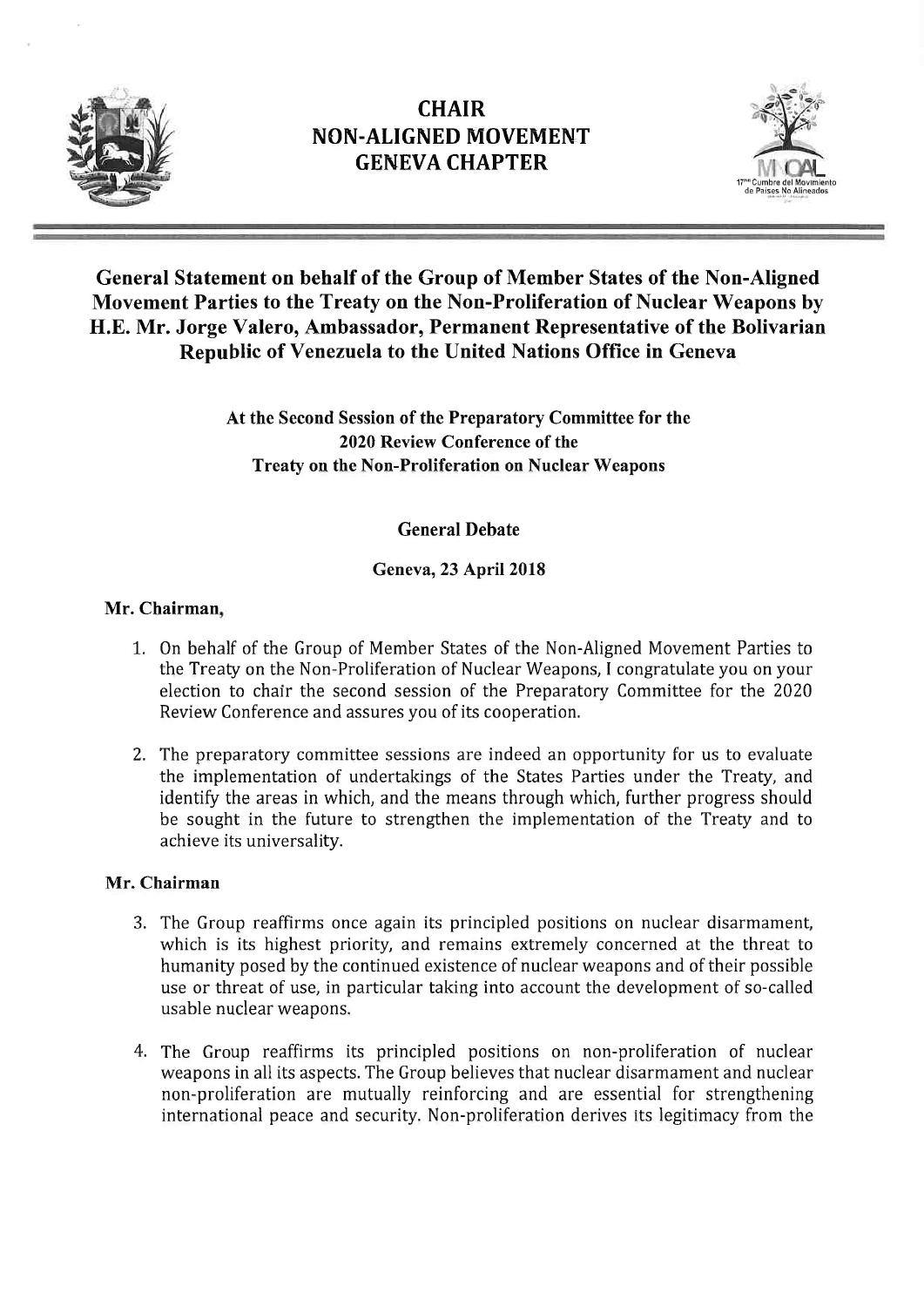# CHAIR
# NON-ALIGNED MOVEMENT
# GENEVA CHAPTER

17ma Cumbre del Movimiento de Países No Alineados

## General Statement on behalf of the Group of Member States of the Non-Aligned Movement Parties to the Treaty on the Non-Proliferation of Nuclear Weapons by H.E. Mr. Jorge Valero, Ambassador, Permanent Representative of the Bolivarian Republic of Venezuela to the United Nations Office in Geneva

**At the Second Session of the Preparatory Committee for the 2020 Review Conference of the Treaty on the Non-Proliferation on Nuclear Weapons**

**General Debate**

**Geneva, 23 April 2018**

**Mr. Chairman,**

1. On behalf of the Group of Member States of the Non-Aligned Movement Parties to the Treaty on the Non-Proliferation of Nuclear Weapons, I congratulate you on your election to chair the second session of the Preparatory Committee for the 2020 Review Conference and assures you of its cooperation.

2. The preparatory committee sessions are indeed an opportunity for us to evaluate the implementation of undertakings of the States Parties under the Treaty, and identify the areas in which, and the means through which, further progress should be sought in the future to strengthen the implementation of the Treaty and to achieve its universality.

**Mr. Chairman**

3. The Group reaffirms once again its principled positions on nuclear disarmament, which is its highest priority, and remains extremely concerned at the threat to humanity posed by the continued existence of nuclear weapons and of their possible use or threat of use, in particular taking into account the development of so-called usable nuclear weapons.

4. The Group reaffirms its principled positions on non-proliferation of nuclear weapons in all its aspects. The Group believes that nuclear disarmament and nuclear non-proliferation are mutually reinforcing and are essential for strengthening international peace and security. Non-proliferation derives its legitimacy from the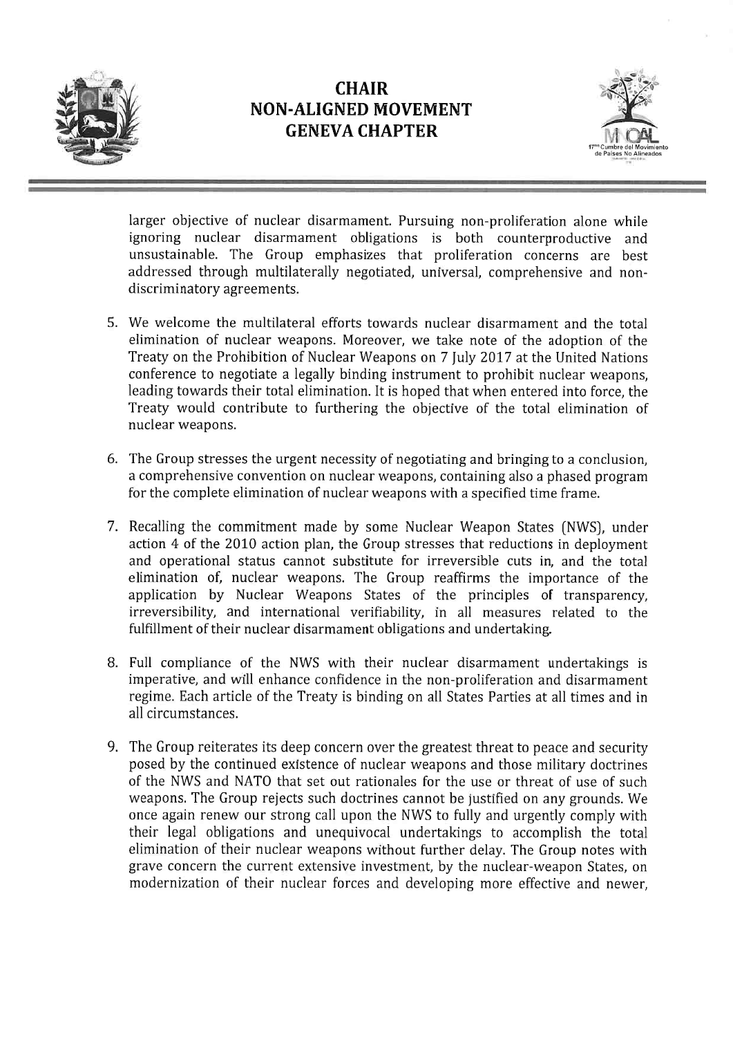larger objective of nuclear disarmament. Pursuing non-proliferation alone while ignoring nuclear disarmament obligations is both counterproductive and unsustainable. The Group emphasizes that proliferation concerns are best addressed through multilaterally negotiated, universal, comprehensive and non-discriminatory agreements.

5. We welcome the multilateral efforts towards nuclear disarmament and the total elimination of nuclear weapons. Moreover, we take note of the adoption of the Treaty on the Prohibition of Nuclear Weapons on 7 July 2017 at the United Nations conference to negotiate a legally binding instrument to prohibit nuclear weapons, leading towards their total elimination. It is hoped that when entered into force, the Treaty would contribute to furthering the objective of the total elimination of nuclear weapons.

6. The Group stresses the urgent necessity of negotiating and bringing to a conclusion, a comprehensive convention on nuclear weapons, containing also a phased program for the complete elimination of nuclear weapons with a specified time frame.

7. Recalling the commitment made by some Nuclear Weapon States (NWS), under action 4 of the 2010 action plan, the Group stresses that reductions in deployment and operational status cannot substitute for irreversible cuts in, and the total elimination of, nuclear weapons. The Group reaffirms the importance of the application by Nuclear Weapons States of the principles of transparency, irreversibility, and international verifiability, in all measures related to the fulfillment of their nuclear disarmament obligations and undertaking.

8. Full compliance of the NWS with their nuclear disarmament undertakings is imperative, and will enhance confidence in the non-proliferation and disarmament regime. Each article of the Treaty is binding on all States Parties at all times and in all circumstances.

9. The Group reiterates its deep concern over the greatest threat to peace and security posed by the continued existence of nuclear weapons and those military doctrines of the NWS and NATO that set out rationales for the use or threat of use of such weapons. The Group rejects such doctrines cannot be justified on any grounds. We once again renew our strong call upon the NWS to fully and urgently comply with their legal obligations and unequivocal undertakings to accomplish the total elimination of their nuclear weapons without further delay. The Group notes with grave concern the current extensive investment, by the nuclear-weapon States, on modernization of their nuclear forces and developing more effective and newer,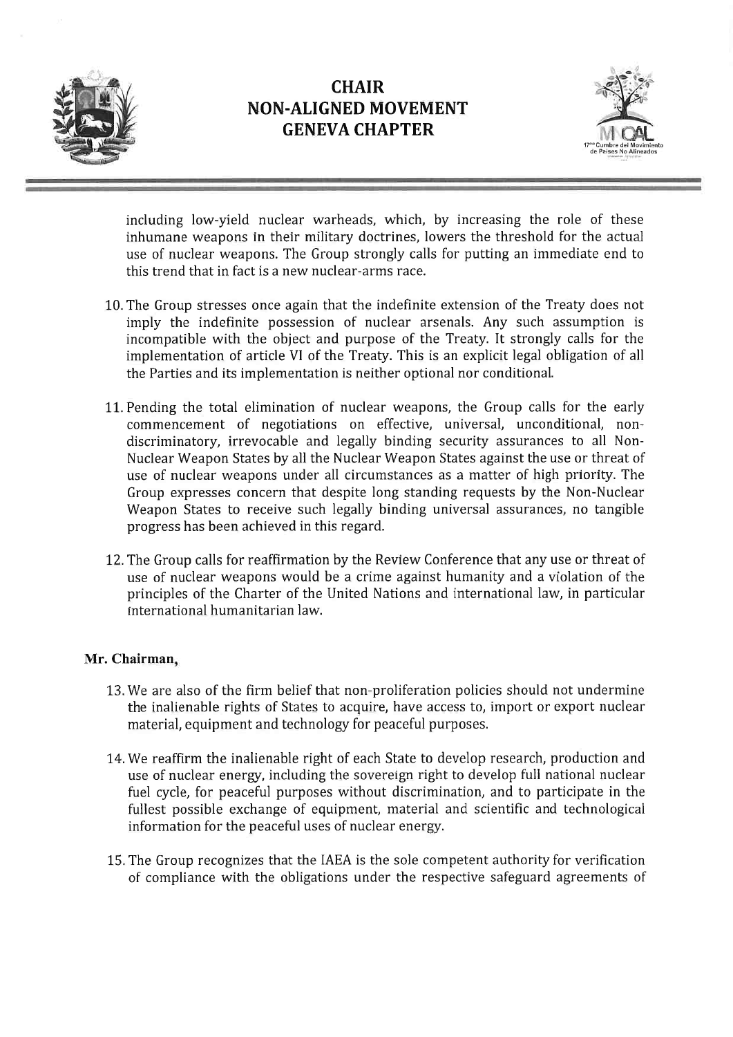including low-yield nuclear warheads, which, by increasing the role of these inhumane weapons in their military doctrines, lowers the threshold for the actual use of nuclear weapons. The Group strongly calls for putting an immediate end to this trend that in fact is a new nuclear-arms race.

10. The Group stresses once again that the indefinite extension of the Treaty does not imply the indefinite possession of nuclear arsenals. Any such assumption is incompatible with the object and purpose of the Treaty. It strongly calls for the implementation of article VI of the Treaty. This is an explicit legal obligation of all the Parties and its implementation is neither optional nor conditional.

11. Pending the total elimination of nuclear weapons, the Group calls for the early commencement of negotiations on effective, universal, unconditional, non-discriminatory, irrevocable and legally binding security assurances to all Non-Nuclear Weapon States by all the Nuclear Weapon States against the use or threat of use of nuclear weapons under all circumstances as a matter of high priority. The Group expresses concern that despite long standing requests by the Non-Nuclear Weapon States to receive such legally binding universal assurances, no tangible progress has been achieved in this regard.

12. The Group calls for reaffirmation by the Review Conference that any use or threat of use of nuclear weapons would be a crime against humanity and a violation of the principles of the Charter of the United Nations and international law, in particular international humanitarian law.

**Mr. Chairman,**

13. We are also of the firm belief that non-proliferation policies should not undermine the inalienable rights of States to acquire, have access to, import or export nuclear material, equipment and technology for peaceful purposes.

14. We reaffirm the inalienable right of each State to develop research, production and use of nuclear energy, including the sovereign right to develop full national nuclear fuel cycle, for peaceful purposes without discrimination, and to participate in the fullest possible exchange of equipment, material and scientific and technological information for the peaceful uses of nuclear energy.

15. The Group recognizes that the IAEA is the sole competent authority for verification of compliance with the obligations under the respective safeguard agreements of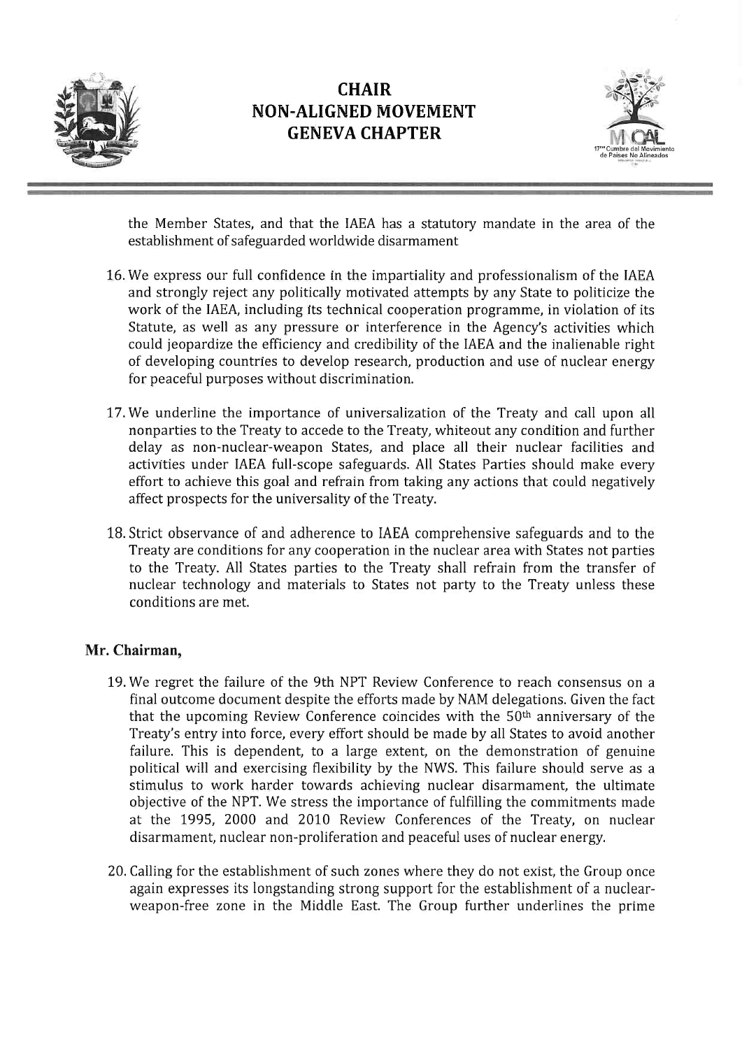the Member States, and that the IAEA has a statutory mandate in the area of the establishment of safeguarded worldwide disarmament

16. We express our full confidence in the impartiality and professionalism of the IAEA and strongly reject any politically motivated attempts by any State to politicize the work of the IAEA, including its technical cooperation programme, in violation of its Statute, as well as any pressure or interference in the Agency's activities which could jeopardize the efficiency and credibility of the IAEA and the inalienable right of developing countries to develop research, production and use of nuclear energy for peaceful purposes without discrimination.

17. We underline the importance of universalization of the Treaty and call upon all nonparties to the Treaty to accede to the Treaty, whiteout any condition and further delay as non-nuclear-weapon States, and place all their nuclear facilities and activities under IAEA full-scope safeguards. All States Parties should make every effort to achieve this goal and refrain from taking any actions that could negatively affect prospects for the universality of the Treaty.

18. Strict observance of and adherence to IAEA comprehensive safeguards and to the Treaty are conditions for any cooperation in the nuclear area with States not parties to the Treaty. All States parties to the Treaty shall refrain from the transfer of nuclear technology and materials to States not party to the Treaty unless these conditions are met.

**Mr. Chairman,**

19. We regret the failure of the 9th NPT Review Conference to reach consensus on a final outcome document despite the efforts made by NAM delegations. Given the fact that the upcoming Review Conference coincides with the 50th anniversary of the Treaty's entry into force, every effort should be made by all States to avoid another failure. This is dependent, to a large extent, on the demonstration of genuine political will and exercising flexibility by the NWS. This failure should serve as a stimulus to work harder towards achieving nuclear disarmament, the ultimate objective of the NPT. We stress the importance of fulfilling the commitments made at the 1995, 2000 and 2010 Review Conferences of the Treaty, on nuclear disarmament, nuclear non-proliferation and peaceful uses of nuclear energy.

20. Calling for the establishment of such zones where they do not exist, the Group once again expresses its longstanding strong support for the establishment of a nuclear-weapon-free zone in the Middle East. The Group further underlines the prime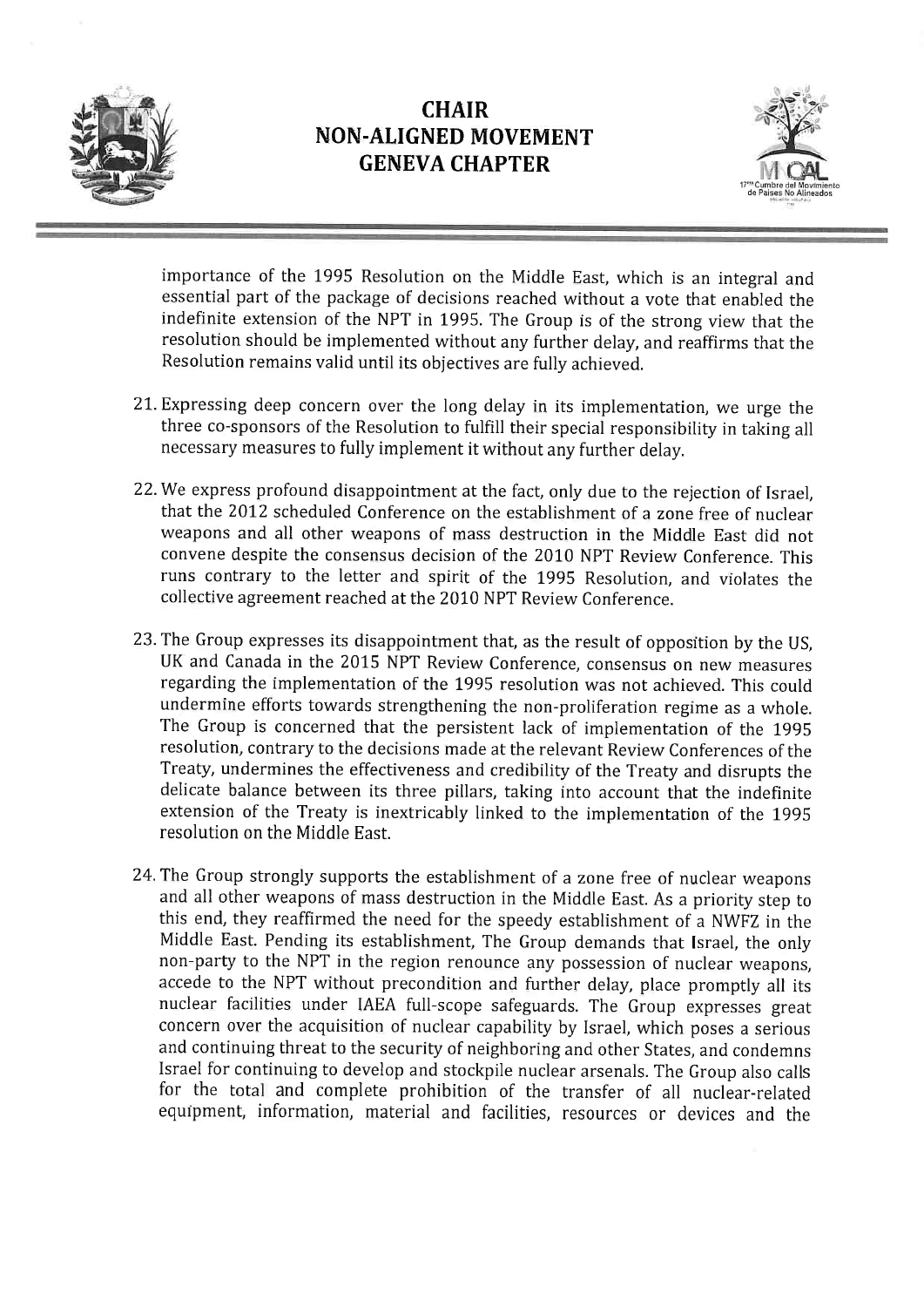importance of the 1995 Resolution on the Middle East, which is an integral and essential part of the package of decisions reached without a vote that enabled the indefinite extension of the NPT in 1995. The Group is of the strong view that the resolution should be implemented without any further delay, and reaffirms that the Resolution remains valid until its objectives are fully achieved.

21. Expressing deep concern over the long delay in its implementation, we urge the three co-sponsors of the Resolution to fulfill their special responsibility in taking all necessary measures to fully implement it without any further delay.

22. We express profound disappointment at the fact, only due to the rejection of Israel, that the 2012 scheduled Conference on the establishment of a zone free of nuclear weapons and all other weapons of mass destruction in the Middle East did not convene despite the consensus decision of the 2010 NPT Review Conference. This runs contrary to the letter and spirit of the 1995 Resolution, and violates the collective agreement reached at the 2010 NPT Review Conference.

23. The Group expresses its disappointment that, as the result of opposition by the US, UK and Canada in the 2015 NPT Review Conference, consensus on new measures regarding the implementation of the 1995 resolution was not achieved. This could undermine efforts towards strengthening the non-proliferation regime as a whole. The Group is concerned that the persistent lack of implementation of the 1995 resolution, contrary to the decisions made at the relevant Review Conferences of the Treaty, undermines the effectiveness and credibility of the Treaty and disrupts the delicate balance between its three pillars, taking into account that the indefinite extension of the Treaty is inextricably linked to the implementation of the 1995 resolution on the Middle East.

24. The Group strongly supports the establishment of a zone free of nuclear weapons and all other weapons of mass destruction in the Middle East. As a priority step to this end, they reaffirmed the need for the speedy establishment of a NWFZ in the Middle East. Pending its establishment, The Group demands that Israel, the only non-party to the NPT in the region renounce any possession of nuclear weapons, accede to the NPT without precondition and further delay, place promptly all its nuclear facilities under IAEA full-scope safeguards. The Group expresses great concern over the acquisition of nuclear capability by Israel, which poses a serious and continuing threat to the security of neighboring and other States, and condemns Israel for continuing to develop and stockpile nuclear arsenals. The Group also calls for the total and complete prohibition of the transfer of all nuclear-related equipment, information, material and facilities, resources or devices and the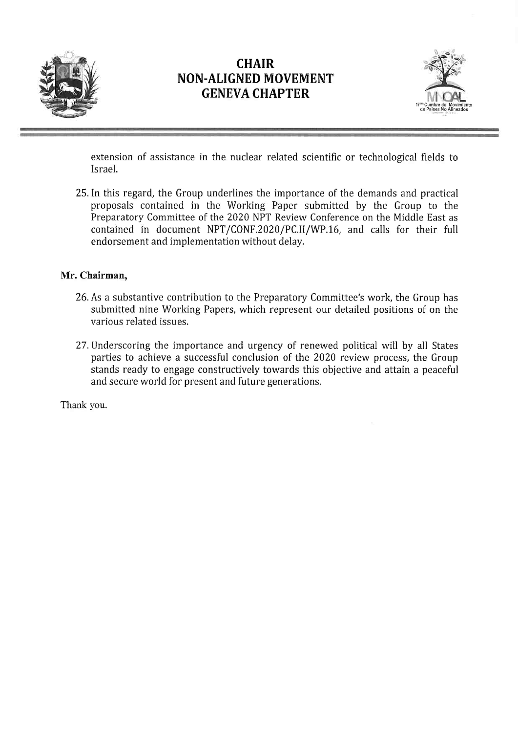extension of assistance in the nuclear related scientific or technological fields to Israel.

25. In this regard, the Group underlines the importance of the demands and practical proposals contained in the Working Paper submitted by the Group to the Preparatory Committee of the 2020 NPT Review Conference on the Middle East as contained in document NPT/CONF.2020/PC.II/WP.16, and calls for their full endorsement and implementation without delay.

**Mr. Chairman,**

26. As a substantive contribution to the Preparatory Committee's work, the Group has submitted nine Working Papers, which represent our detailed positions of on the various related issues.

27. Underscoring the importance and urgency of renewed political will by all States parties to achieve a successful conclusion of the 2020 review process, the Group stands ready to engage constructively towards this objective and attain a peaceful and secure world for present and future generations.

Thank you.